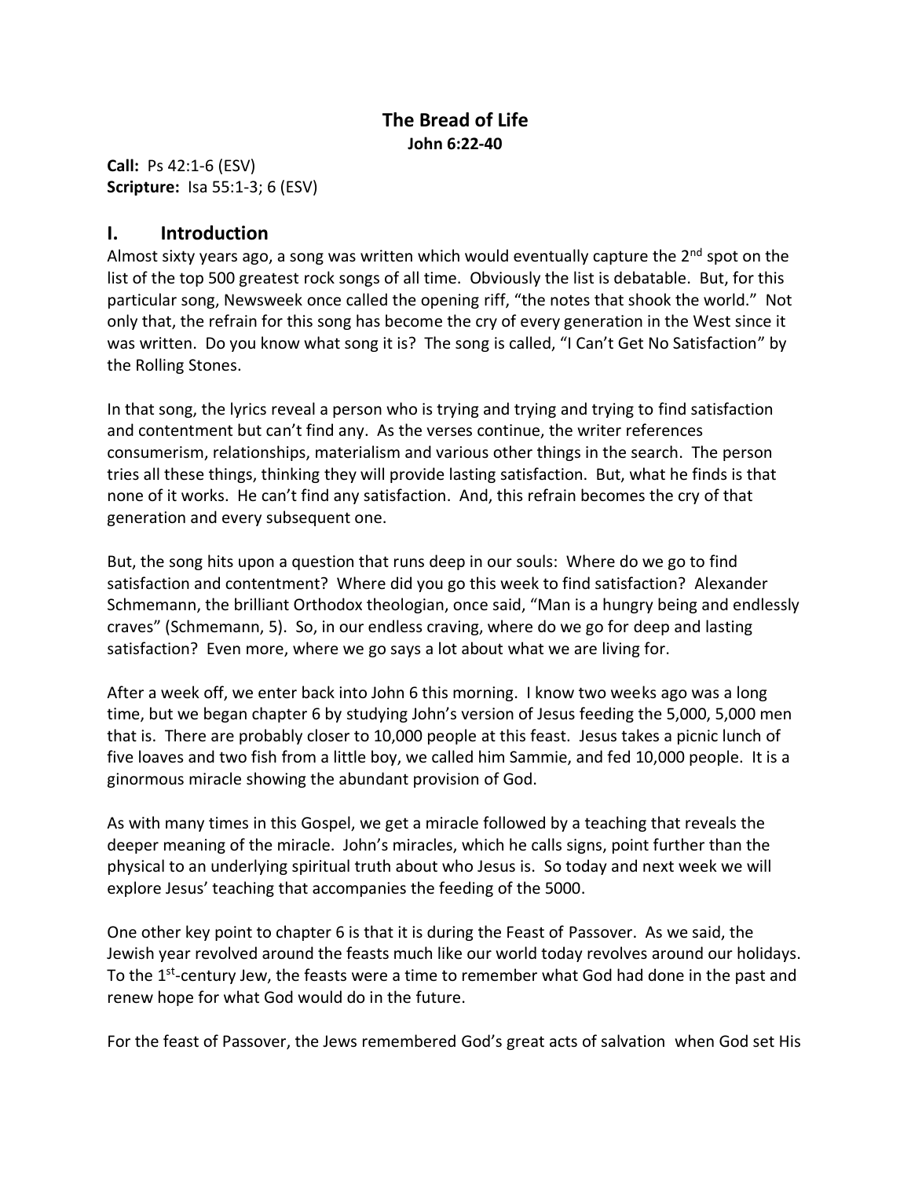# The Bread of Life

**John 6:22-40**

**Call:** Ps 42:1-6 (ESV)
**Scripture:** Isa 55:1-3; 6 (ESV)

## I. Introduction

Almost sixty years ago, a song was written which would eventually capture the 2nd spot on the list of the top 500 greatest rock songs of all time. Obviously the list is debatable. But, for this particular song, Newsweek once called the opening riff, "the notes that shook the world." Not only that, the refrain for this song has become the cry of every generation in the West since it was written. Do you know what song it is? The song is called, "I Can't Get No Satisfaction" by the Rolling Stones.

In that song, the lyrics reveal a person who is trying and trying and trying to find satisfaction and contentment but can't find any. As the verses continue, the writer references consumerism, relationships, materialism and various other things in the search. The person tries all these things, thinking they will provide lasting satisfaction. But, what he finds is that none of it works. He can't find any satisfaction. And, this refrain becomes the cry of that generation and every subsequent one.

But, the song hits upon a question that runs deep in our souls: Where do we go to find satisfaction and contentment? Where did you go this week to find satisfaction? Alexander Schmemann, the brilliant Orthodox theologian, once said, "Man is a hungry being and endlessly craves" (Schmemann, 5). So, in our endless craving, where do we go for deep and lasting satisfaction? Even more, where we go says a lot about what we are living for.

After a week off, we enter back into John 6 this morning. I know two weeks ago was a long time, but we began chapter 6 by studying John's version of Jesus feeding the 5,000, 5,000 men that is. There are probably closer to 10,000 people at this feast. Jesus takes a picnic lunch of five loaves and two fish from a little boy, we called him Sammie, and fed 10,000 people. It is a ginormous miracle showing the abundant provision of God.

As with many times in this Gospel, we get a miracle followed by a teaching that reveals the deeper meaning of the miracle. John's miracles, which he calls signs, point further than the physical to an underlying spiritual truth about who Jesus is. So today and next week we will explore Jesus' teaching that accompanies the feeding of the 5000.

One other key point to chapter 6 is that it is during the Feast of Passover. As we said, the Jewish year revolved around the feasts much like our world today revolves around our holidays. To the 1st-century Jew, the feasts were a time to remember what God had done in the past and renew hope for what God would do in the future.

For the feast of Passover, the Jews remembered God's great acts of salvation when God set His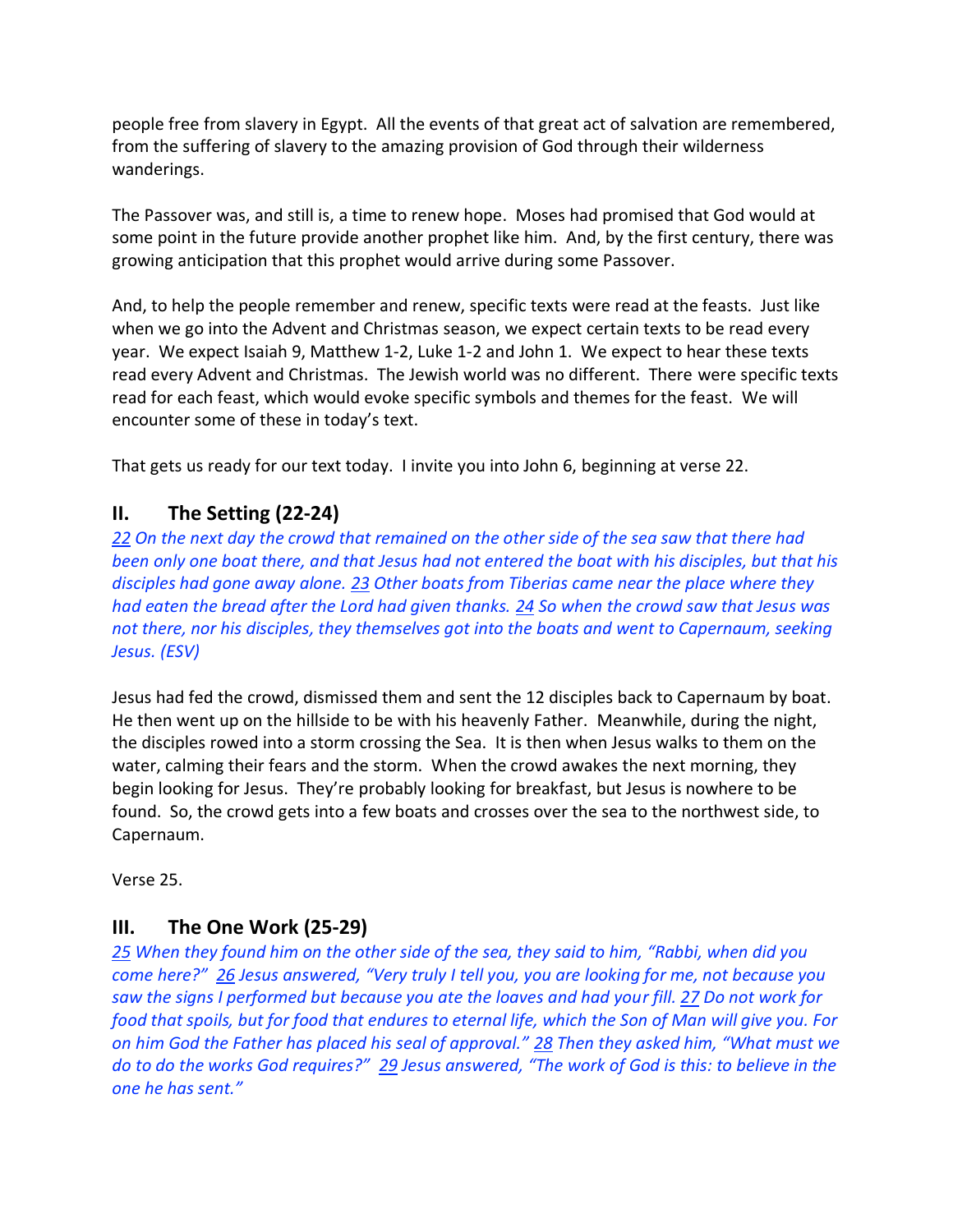people free from slavery in Egypt. All the events of that great act of salvation are remembered, from the suffering of slavery to the amazing provision of God through their wilderness wanderings.

The Passover was, and still is, a time to renew hope. Moses had promised that God would at some point in the future provide another prophet like him. And, by the first century, there was growing anticipation that this prophet would arrive during some Passover.

And, to help the people remember and renew, specific texts were read at the feasts. Just like when we go into the Advent and Christmas season, we expect certain texts to be read every year. We expect Isaiah 9, Matthew 1-2, Luke 1-2 and John 1. We expect to hear these texts read every Advent and Christmas. The Jewish world was no different. There were specific texts read for each feast, which would evoke specific symbols and themes for the feast. We will encounter some of these in today's text.

That gets us ready for our text today. I invite you into John 6, beginning at verse 22.

## II. The Setting (22-24)

*22 On the next day the crowd that remained on the other side of the sea saw that there had been only one boat there, and that Jesus had not entered the boat with his disciples, but that his disciples had gone away alone. 23 Other boats from Tiberias came near the place where they had eaten the bread after the Lord had given thanks. 24 So when the crowd saw that Jesus was not there, nor his disciples, they themselves got into the boats and went to Capernaum, seeking Jesus. (ESV)*

Jesus had fed the crowd, dismissed them and sent the 12 disciples back to Capernaum by boat. He then went up on the hillside to be with his heavenly Father. Meanwhile, during the night, the disciples rowed into a storm crossing the Sea. It is then when Jesus walks to them on the water, calming their fears and the storm. When the crowd awakes the next morning, they begin looking for Jesus. They're probably looking for breakfast, but Jesus is nowhere to be found. So, the crowd gets into a few boats and crosses over the sea to the northwest side, to Capernaum.

Verse 25.

## III. The One Work (25-29)

*25 When they found him on the other side of the sea, they said to him, "Rabbi, when did you come here?" 26 Jesus answered, "Very truly I tell you, you are looking for me, not because you saw the signs I performed but because you ate the loaves and had your fill. 27 Do not work for food that spoils, but for food that endures to eternal life, which the Son of Man will give you. For on him God the Father has placed his seal of approval." 28 Then they asked him, "What must we do to do the works God requires?" 29 Jesus answered, "The work of God is this: to believe in the one he has sent."*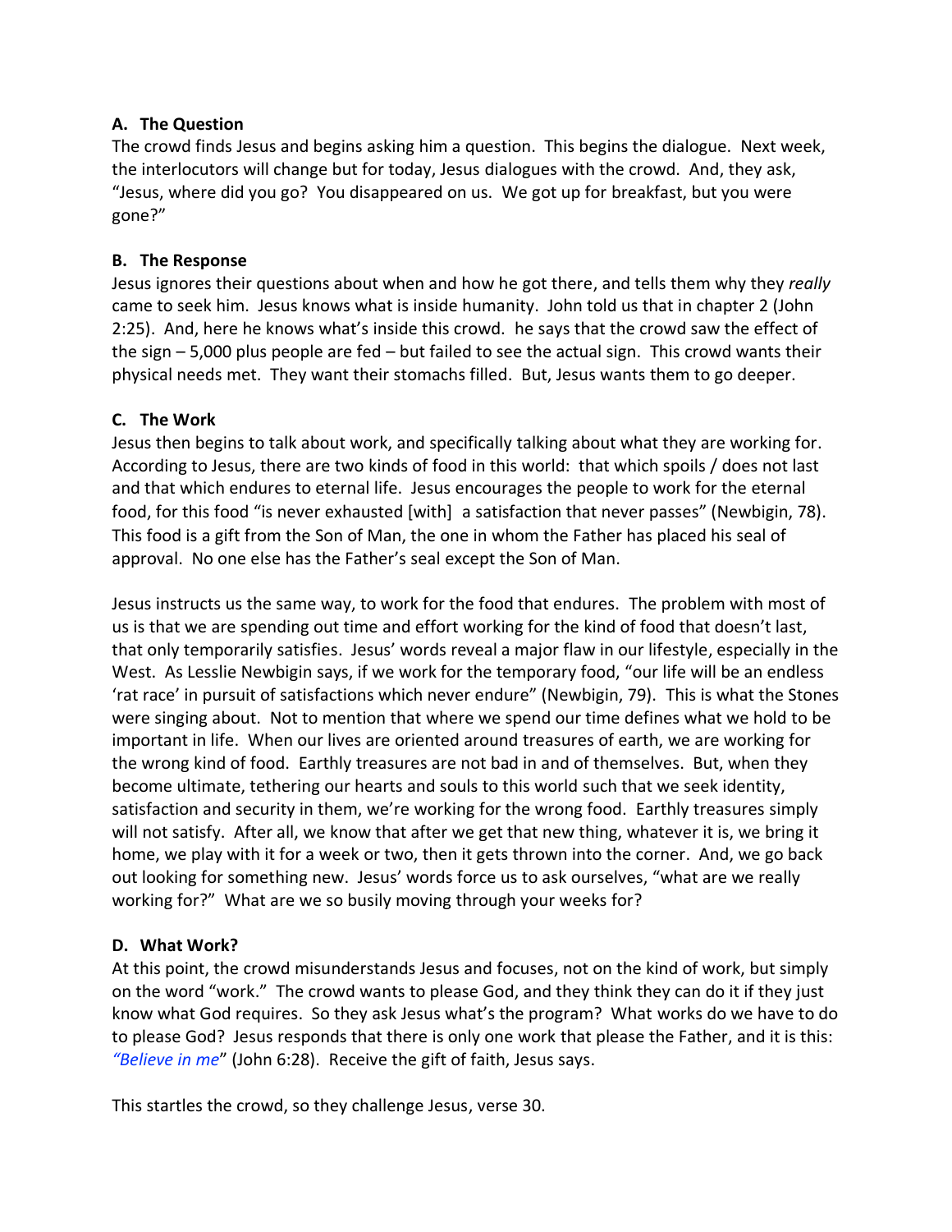**A. The Question**

The crowd finds Jesus and begins asking him a question. This begins the dialogue. Next week, the interlocutors will change but for today, Jesus dialogues with the crowd. And, they ask, "Jesus, where did you go? You disappeared on us. We got up for breakfast, but you were gone?"

**B. The Response**

Jesus ignores their questions about when and how he got there, and tells them why they *really* came to seek him. Jesus knows what is inside humanity. John told us that in chapter 2 (John 2:25). And, here he knows what's inside this crowd. he says that the crowd saw the effect of the sign – 5,000 plus people are fed – but failed to see the actual sign. This crowd wants their physical needs met. They want their stomachs filled. But, Jesus wants them to go deeper.

**C. The Work**

Jesus then begins to talk about work, and specifically talking about what they are working for. According to Jesus, there are two kinds of food in this world: that which spoils / does not last and that which endures to eternal life. Jesus encourages the people to work for the eternal food, for this food "is never exhausted [with] a satisfaction that never passes" (Newbigin, 78). This food is a gift from the Son of Man, the one in whom the Father has placed his seal of approval. No one else has the Father's seal except the Son of Man.

Jesus instructs us the same way, to work for the food that endures. The problem with most of us is that we are spending out time and effort working for the kind of food that doesn't last, that only temporarily satisfies. Jesus' words reveal a major flaw in our lifestyle, especially in the West. As Lesslie Newbigin says, if we work for the temporary food, "our life will be an endless 'rat race' in pursuit of satisfactions which never endure" (Newbigin, 79). This is what the Stones were singing about. Not to mention that where we spend our time defines what we hold to be important in life. When our lives are oriented around treasures of earth, we are working for the wrong kind of food. Earthly treasures are not bad in and of themselves. But, when they become ultimate, tethering our hearts and souls to this world such that we seek identity, satisfaction and security in them, we're working for the wrong food. Earthly treasures simply will not satisfy. After all, we know that after we get that new thing, whatever it is, we bring it home, we play with it for a week or two, then it gets thrown into the corner. And, we go back out looking for something new. Jesus' words force us to ask ourselves, "what are we really working for?" What are we so busily moving through your weeks for?

**D. What Work?**

At this point, the crowd misunderstands Jesus and focuses, not on the kind of work, but simply on the word "work." The crowd wants to please God, and they think they can do it if they just know what God requires. So they ask Jesus what's the program? What works do we have to do to please God? Jesus responds that there is only one work that please the Father, and it is this: *"Believe in me"* (John 6:28). Receive the gift of faith, Jesus says.

This startles the crowd, so they challenge Jesus, verse 30.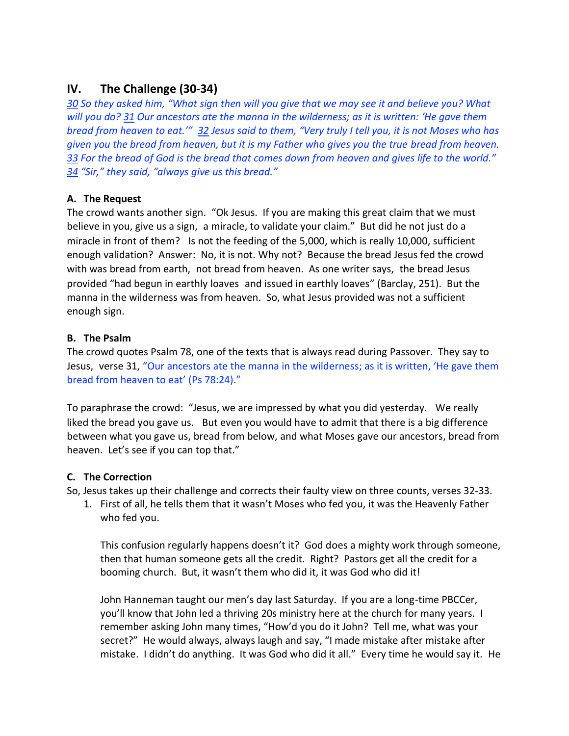## IV. The Challenge (30-34)

*30 So they asked him, "What sign then will you give that we may see it and believe you? What will you do? 31 Our ancestors ate the manna in the wilderness; as it is written: 'He gave them bread from heaven to eat.'" 32 Jesus said to them, "Very truly I tell you, it is not Moses who has given you the bread from heaven, but it is my Father who gives you the true bread from heaven. 33 For the bread of God is the bread that comes down from heaven and gives life to the world." 34 "Sir," they said, "always give us this bread."*

### A. The Request

The crowd wants another sign. "Ok Jesus. If you are making this great claim that we must believe in you, give us a sign, a miracle, to validate your claim." But did he not just do a miracle in front of them? Is not the feeding of the 5,000, which is really 10,000, sufficient enough validation? Answer: No, it is not. Why not? Because the bread Jesus fed the crowd with was bread from earth, not bread from heaven. As one writer says, the bread Jesus provided "had begun in earthly loaves and issued in earthly loaves" (Barclay, 251). But the manna in the wilderness was from heaven. So, what Jesus provided was not a sufficient enough sign.

### B. The Psalm

The crowd quotes Psalm 78, one of the texts that is always read during Passover. They say to Jesus, verse 31, "Our ancestors ate the manna in the wilderness; as it is written, 'He gave them bread from heaven to eat' (Ps 78:24)."

To paraphrase the crowd: "Jesus, we are impressed by what you did yesterday. We really liked the bread you gave us. But even you would have to admit that there is a big difference between what you gave us, bread from below, and what Moses gave our ancestors, bread from heaven. Let's see if you can top that."

### C. The Correction

So, Jesus takes up their challenge and corrects their faulty view on three counts, verses 32-33.

1. First of all, he tells them that it wasn't Moses who fed you, it was the Heavenly Father who fed you.

   This confusion regularly happens doesn't it? God does a mighty work through someone, then that human someone gets all the credit. Right? Pastors get all the credit for a booming church. But, it wasn't them who did it, it was God who did it!

   John Hanneman taught our men's day last Saturday. If you are a long-time PBCCer, you'll know that John led a thriving 20s ministry here at the church for many years. I remember asking John many times, "How'd you do it John? Tell me, what was your secret?" He would always, always laugh and say, "I made mistake after mistake after mistake. I didn't do anything. It was God who did it all." Every time he would say it. He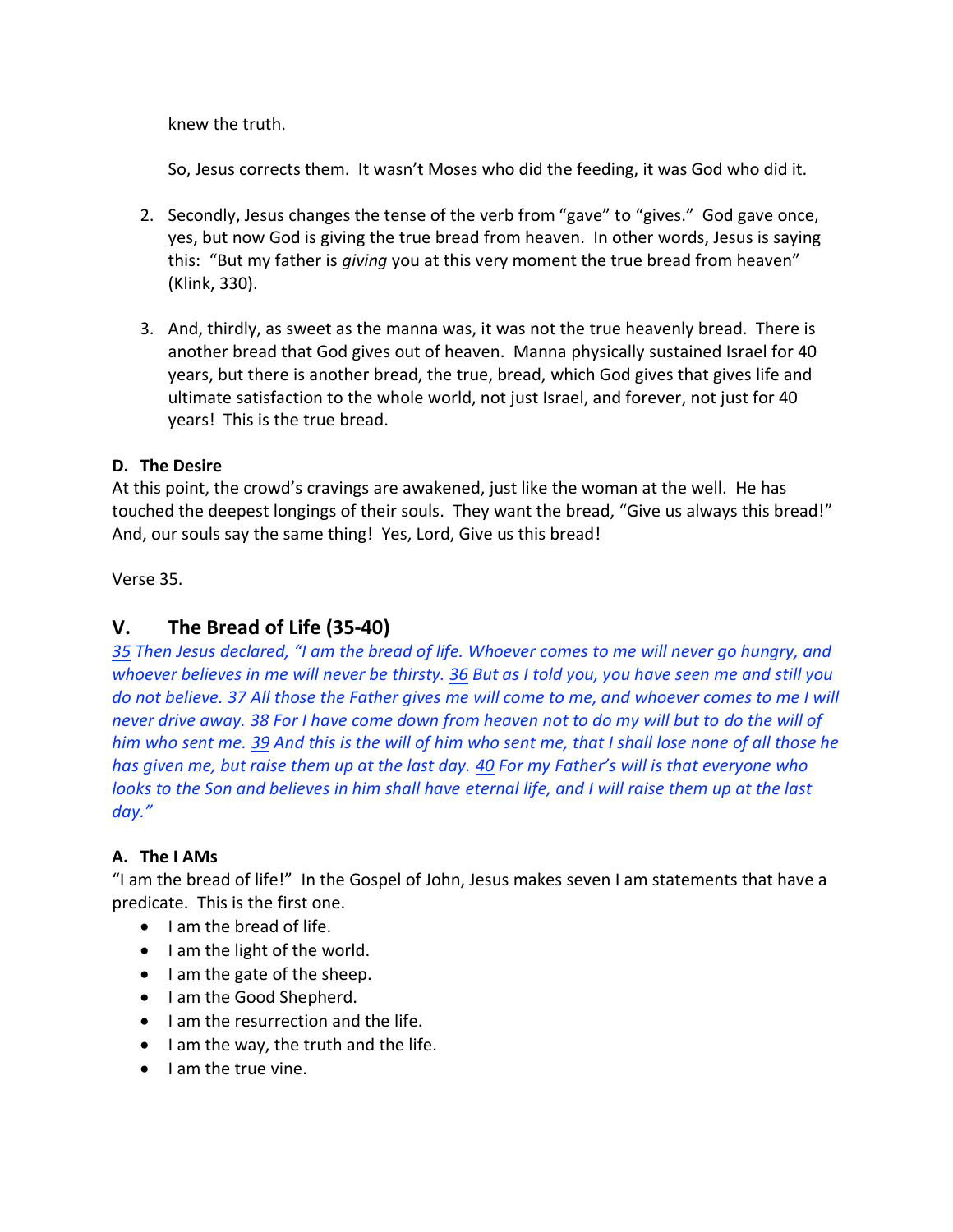knew the truth.

So, Jesus corrects them. It wasn't Moses who did the feeding, it was God who did it.

2. Secondly, Jesus changes the tense of the verb from "gave" to "gives." God gave once, yes, but now God is giving the true bread from heaven. In other words, Jesus is saying this: "But my father is *giving* you at this very moment the true bread from heaven" (Klink, 330).

3. And, thirdly, as sweet as the manna was, it was not the true heavenly bread. There is another bread that God gives out of heaven. Manna physically sustained Israel for 40 years, but there is another bread, the true, bread, which God gives that gives life and ultimate satisfaction to the whole world, not just Israel, and forever, not just for 40 years! This is the true bread.

### D. The Desire

At this point, the crowd's cravings are awakened, just like the woman at the well. He has touched the deepest longings of their souls. They want the bread, "Give us always this bread!" And, our souls say the same thing! Yes, Lord, Give us this bread!

Verse 35.

## V. The Bread of Life (35-40)

*35 Then Jesus declared, "I am the bread of life. Whoever comes to me will never go hungry, and whoever believes in me will never be thirsty. 36 But as I told you, you have seen me and still you do not believe. 37 All those the Father gives me will come to me, and whoever comes to me I will never drive away. 38 For I have come down from heaven not to do my will but to do the will of him who sent me. 39 And this is the will of him who sent me, that I shall lose none of all those he has given me, but raise them up at the last day. 40 For my Father's will is that everyone who looks to the Son and believes in him shall have eternal life, and I will raise them up at the last day."*

### A. The I AMs

"I am the bread of life!" In the Gospel of John, Jesus makes seven I am statements that have a predicate. This is the first one.

- I am the bread of life.
- I am the light of the world.
- I am the gate of the sheep.
- I am the Good Shepherd.
- I am the resurrection and the life.
- I am the way, the truth and the life.
- I am the true vine.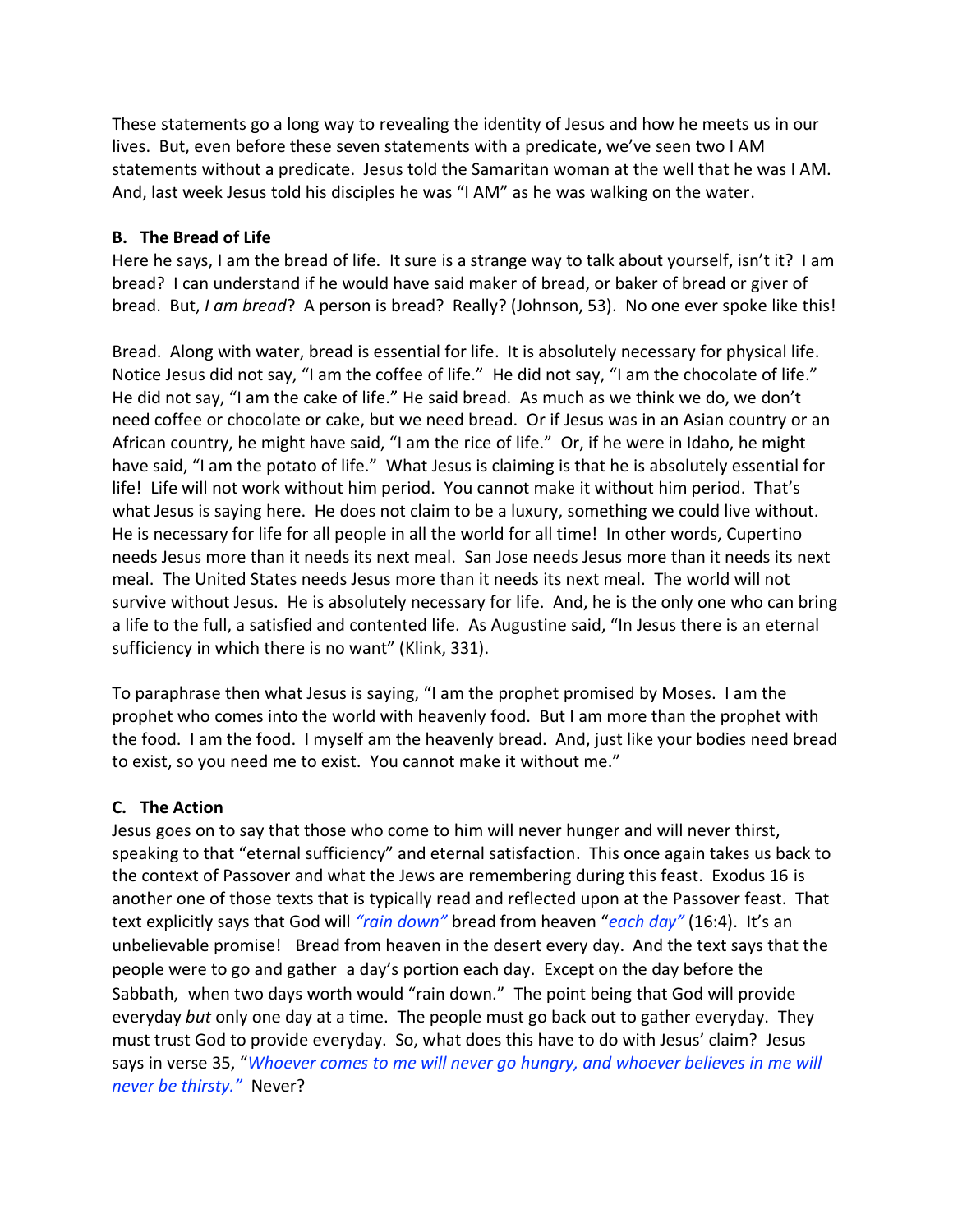These statements go a long way to revealing the identity of Jesus and how he meets us in our lives. But, even before these seven statements with a predicate, we've seen two I AM statements without a predicate. Jesus told the Samaritan woman at the well that he was I AM. And, last week Jesus told his disciples he was "I AM" as he was walking on the water.

### B. The Bread of Life

Here he says, I am the bread of life. It sure is a strange way to talk about yourself, isn't it? I am bread? I can understand if he would have said maker of bread, or baker of bread or giver of bread. But, *I am bread*? A person is bread? Really? (Johnson, 53). No one ever spoke like this!

Bread. Along with water, bread is essential for life. It is absolutely necessary for physical life. Notice Jesus did not say, "I am the coffee of life." He did not say, "I am the chocolate of life." He did not say, "I am the cake of life." He said bread. As much as we think we do, we don't need coffee or chocolate or cake, but we need bread. Or if Jesus was in an Asian country or an African country, he might have said, "I am the rice of life." Or, if he were in Idaho, he might have said, "I am the potato of life." What Jesus is claiming is that he is absolutely essential for life! Life will not work without him period. You cannot make it without him period. That's what Jesus is saying here. He does not claim to be a luxury, something we could live without. He is necessary for life for all people in all the world for all time! In other words, Cupertino needs Jesus more than it needs its next meal. San Jose needs Jesus more than it needs its next meal. The United States needs Jesus more than it needs its next meal. The world will not survive without Jesus. He is absolutely necessary for life. And, he is the only one who can bring a life to the full, a satisfied and contented life. As Augustine said, "In Jesus there is an eternal sufficiency in which there is no want" (Klink, 331).

To paraphrase then what Jesus is saying, "I am the prophet promised by Moses. I am the prophet who comes into the world with heavenly food. But I am more than the prophet with the food. I am the food. I myself am the heavenly bread. And, just like your bodies need bread to exist, so you need me to exist. You cannot make it without me."

### C. The Action

Jesus goes on to say that those who come to him will never hunger and will never thirst, speaking to that "eternal sufficiency" and eternal satisfaction. This once again takes us back to the context of Passover and what the Jews are remembering during this feast. Exodus 16 is another one of those texts that is typically read and reflected upon at the Passover feast. That text explicitly says that God will *"rain down"* bread from heaven "*each day"* (16:4). It's an unbelievable promise! Bread from heaven in the desert every day. And the text says that the people were to go and gather a day's portion each day. Except on the day before the Sabbath, when two days worth would "rain down." The point being that God will provide everyday *but* only one day at a time. The people must go back out to gather everyday. They must trust God to provide everyday. So, what does this have to do with Jesus' claim? Jesus says in verse 35, "*Whoever comes to me will never go hungry, and whoever believes in me will never be thirsty."* Never?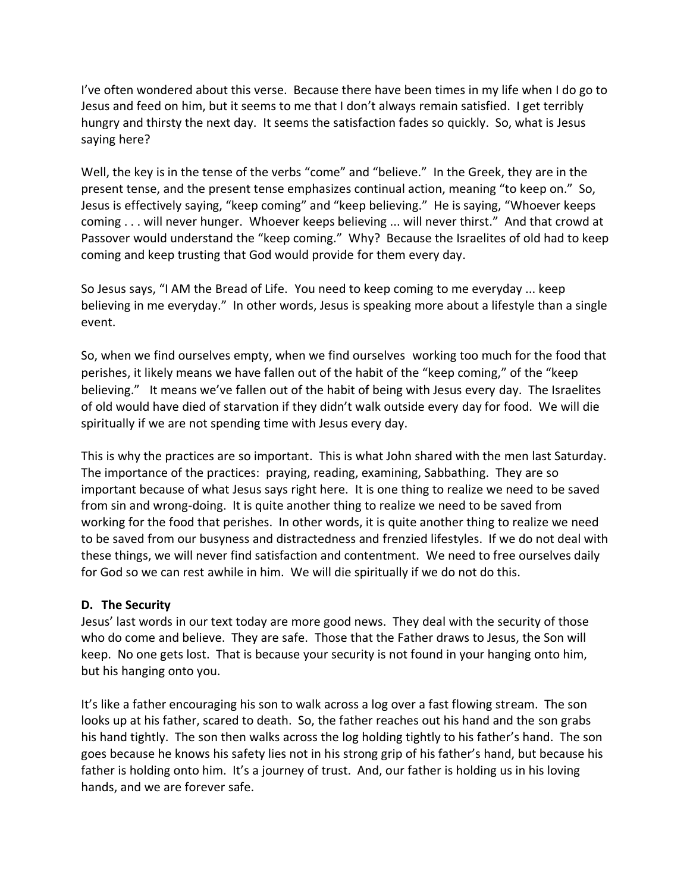I've often wondered about this verse. Because there have been times in my life when I do go to Jesus and feed on him, but it seems to me that I don't always remain satisfied. I get terribly hungry and thirsty the next day. It seems the satisfaction fades so quickly. So, what is Jesus saying here?

Well, the key is in the tense of the verbs "come" and "believe." In the Greek, they are in the present tense, and the present tense emphasizes continual action, meaning "to keep on." So, Jesus is effectively saying, "keep coming" and "keep believing." He is saying, "Whoever keeps coming . . . will never hunger. Whoever keeps believing ... will never thirst." And that crowd at Passover would understand the "keep coming." Why? Because the Israelites of old had to keep coming and keep trusting that God would provide for them every day.

So Jesus says, "I AM the Bread of Life. You need to keep coming to me everyday ... keep believing in me everyday." In other words, Jesus is speaking more about a lifestyle than a single event.

So, when we find ourselves empty, when we find ourselves working too much for the food that perishes, it likely means we have fallen out of the habit of the "keep coming," of the "keep believing." It means we've fallen out of the habit of being with Jesus every day. The Israelites of old would have died of starvation if they didn't walk outside every day for food. We will die spiritually if we are not spending time with Jesus every day.

This is why the practices are so important. This is what John shared with the men last Saturday. The importance of the practices: praying, reading, examining, Sabbathing. They are so important because of what Jesus says right here. It is one thing to realize we need to be saved from sin and wrong-doing. It is quite another thing to realize we need to be saved from working for the food that perishes. In other words, it is quite another thing to realize we need to be saved from our busyness and distractedness and frenzied lifestyles. If we do not deal with these things, we will never find satisfaction and contentment. We need to free ourselves daily for God so we can rest awhile in him. We will die spiritually if we do not do this.

**D. The Security**

Jesus' last words in our text today are more good news. They deal with the security of those who do come and believe. They are safe. Those that the Father draws to Jesus, the Son will keep. No one gets lost. That is because your security is not found in your hanging onto him, but his hanging onto you.

It's like a father encouraging his son to walk across a log over a fast flowing stream. The son looks up at his father, scared to death. So, the father reaches out his hand and the son grabs his hand tightly. The son then walks across the log holding tightly to his father's hand. The son goes because he knows his safety lies not in his strong grip of his father's hand, but because his father is holding onto him. It's a journey of trust. And, our father is holding us in his loving hands, and we are forever safe.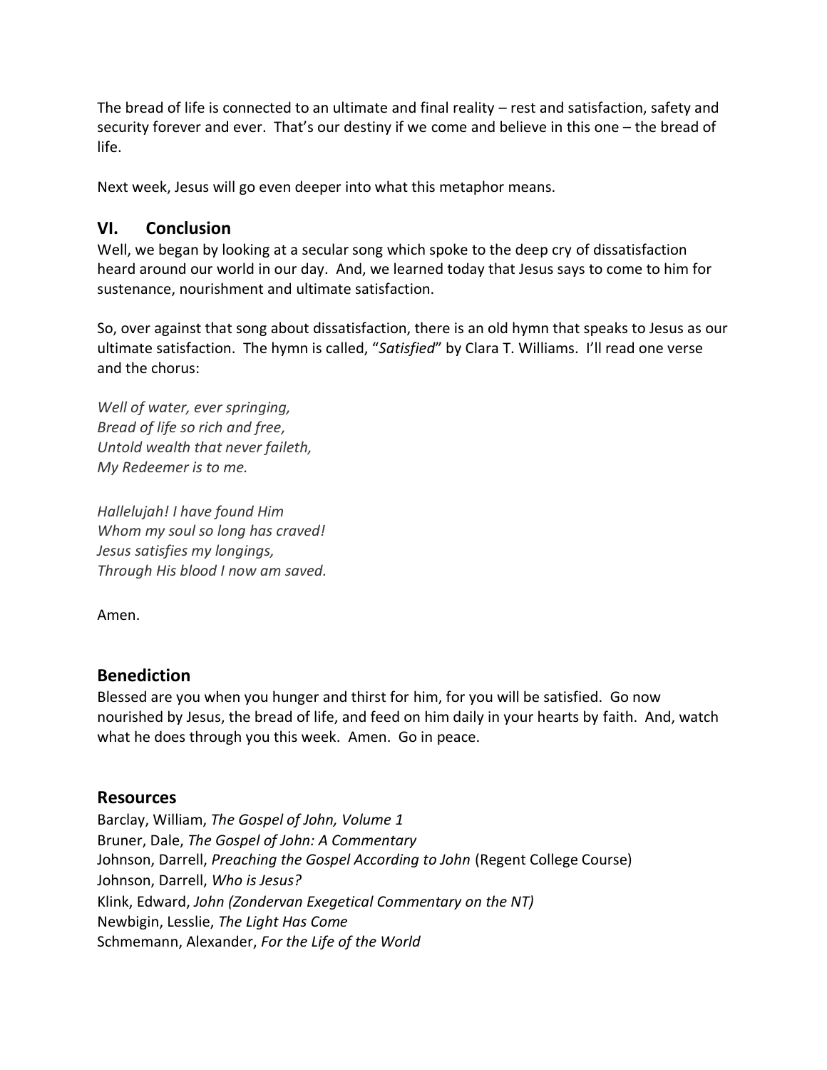The bread of life is connected to an ultimate and final reality – rest and satisfaction, safety and security forever and ever. That's our destiny if we come and believe in this one – the bread of life.

Next week, Jesus will go even deeper into what this metaphor means.

## VI. Conclusion

Well, we began by looking at a secular song which spoke to the deep cry of dissatisfaction heard around our world in our day. And, we learned today that Jesus says to come to him for sustenance, nourishment and ultimate satisfaction.

So, over against that song about dissatisfaction, there is an old hymn that speaks to Jesus as our ultimate satisfaction. The hymn is called, "*Satisfied*" by Clara T. Williams. I'll read one verse and the chorus:

*Well of water, ever springing,*
*Bread of life so rich and free,*
*Untold wealth that never faileth,*
*My Redeemer is to me.*

*Hallelujah! I have found Him*
*Whom my soul so long has craved!*
*Jesus satisfies my longings,*
*Through His blood I now am saved.*

Amen.

## Benediction

Blessed are you when you hunger and thirst for him, for you will be satisfied. Go now nourished by Jesus, the bread of life, and feed on him daily in your hearts by faith. And, watch what he does through you this week. Amen. Go in peace.

## Resources

Barclay, William, *The Gospel of John, Volume 1*
Bruner, Dale, *The Gospel of John: A Commentary*
Johnson, Darrell, *Preaching the Gospel According to John* (Regent College Course)
Johnson, Darrell, *Who is Jesus?*
Klink, Edward, *John (Zondervan Exegetical Commentary on the NT)*
Newbigin, Lesslie, *The Light Has Come*
Schmemann, Alexander, *For the Life of the World*